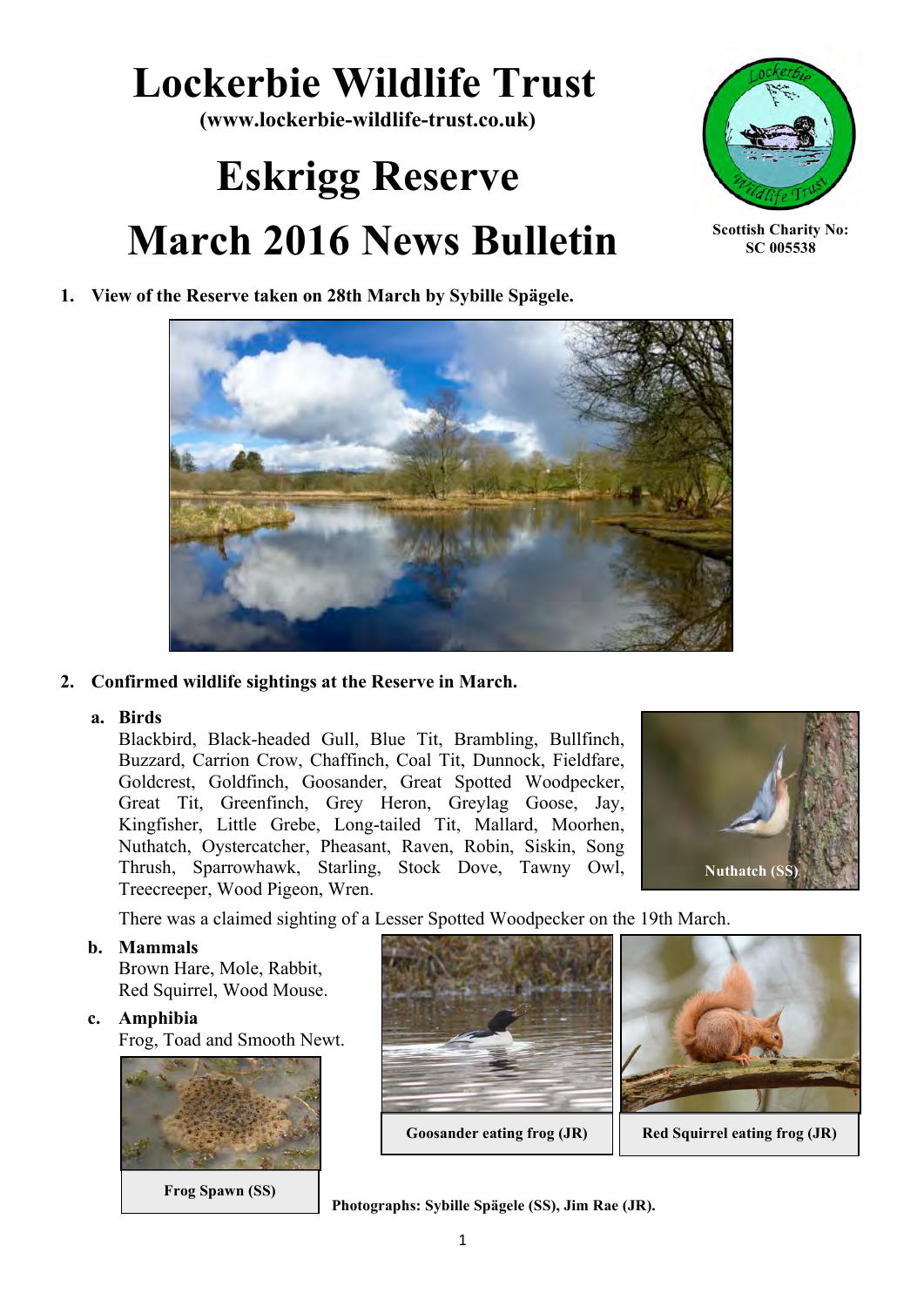# Lockerbie Wildlife Trust

**(www.lockerbie-wildlife-trust.co.uk)**

# Eskrigg Reserve

# March 2016 News Bulletin

**Scottish Charity No: SC 005538**

1. **View of the Reserve taken on 28th March by Sybille Spägele.**

2. **Confirmed wildlife sightings at the Reserve in March.**

   a. **Birds**
   
   Blackbird, Black-headed Gull, Blue Tit, Brambling, Bullfinch, Buzzard, Carrion Crow, Chaffinch, Coal Tit, Dunnock, Fieldfare, Goldcrest, Goldfinch, Goosander, Great Spotted Woodpecker, Great Tit, Greenfinch, Grey Heron, Greylag Goose, Jay, Kingfisher, Little Grebe, Long-tailed Tit, Mallard, Moorhen, Nuthatch, Oystercatcher, Pheasant, Raven, Robin, Siskin, Song Thrush, Sparrowhawk, Starling, Stock Dove, Tawny Owl, Treecreeper, Wood Pigeon, Wren.

   **Nuthatch (SS)**

   There was a claimed sighting of a Lesser Spotted Woodpecker on the 19th March.

   b. **Mammals**
   
   Brown Hare, Mole, Rabbit, Red Squirrel, Wood Mouse.

   c. **Amphibia**
   
   Frog, Toad and Smooth Newt.

**Frog Spawn (SS)**

**Goosander eating frog (JR)**

**Red Squirrel eating frog (JR)**

**Photographs: Sybille Spägele (SS), Jim Rae (JR).**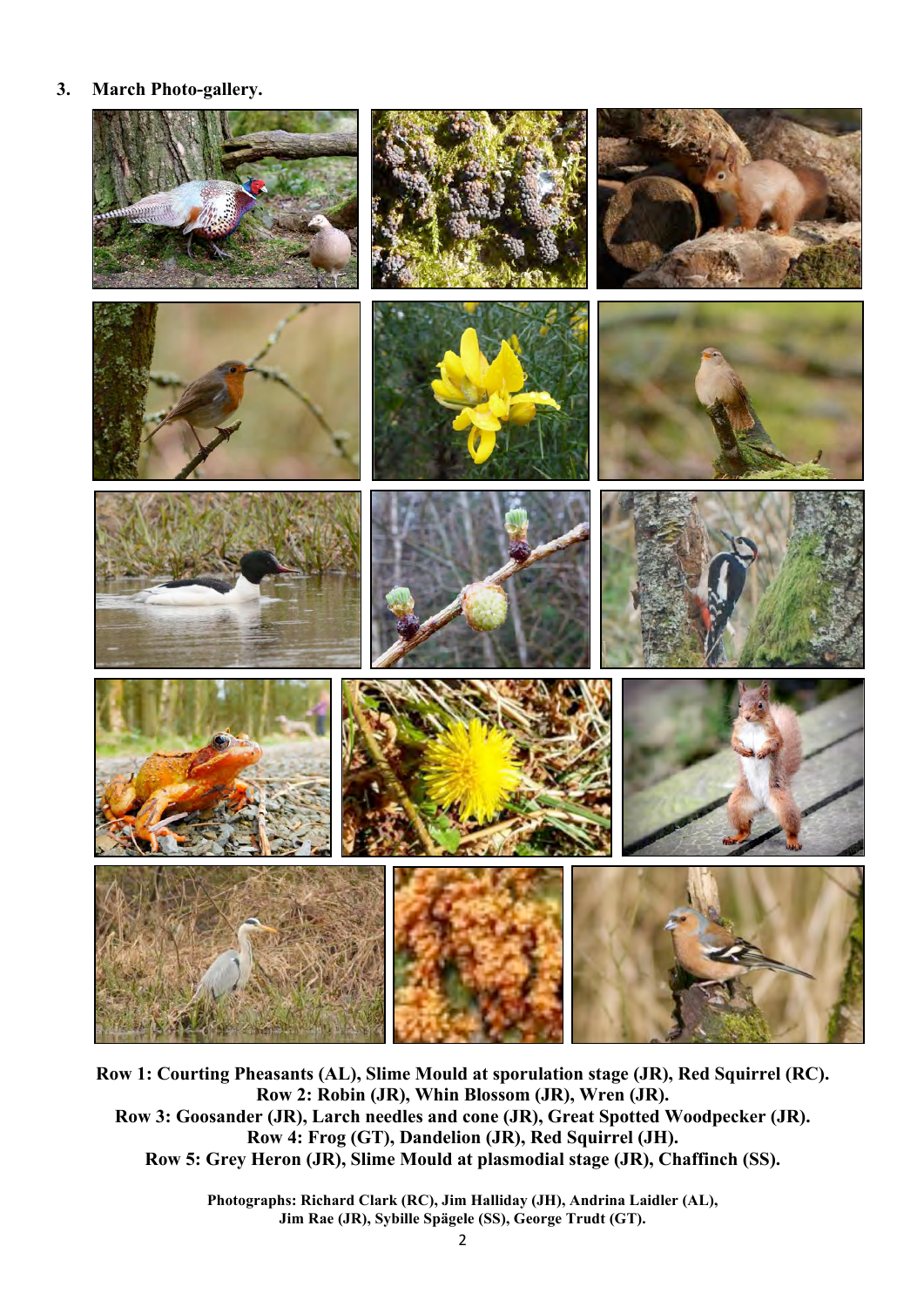## 3. March Photo-gallery.

**Row 1: Courting Pheasants (AL), Slime Mould at sporulation stage (JR), Red Squirrel (RC).**
**Row 2: Robin (JR), Whin Blossom (JR), Wren (JR).**
**Row 3: Goosander (JR), Larch needles and cone (JR), Great Spotted Woodpecker (JR).**
**Row 4: Frog (GT), Dandelion (JR), Red Squirrel (JH).**
**Row 5: Grey Heron (JR), Slime Mould at plasmodial stage (JR), Chaffinch (SS).**

**Photographs: Richard Clark (RC), Jim Halliday (JH), Andrina Laidler (AL), Jim Rae (JR), Sybille Spägele (SS), George Trudt (GT).**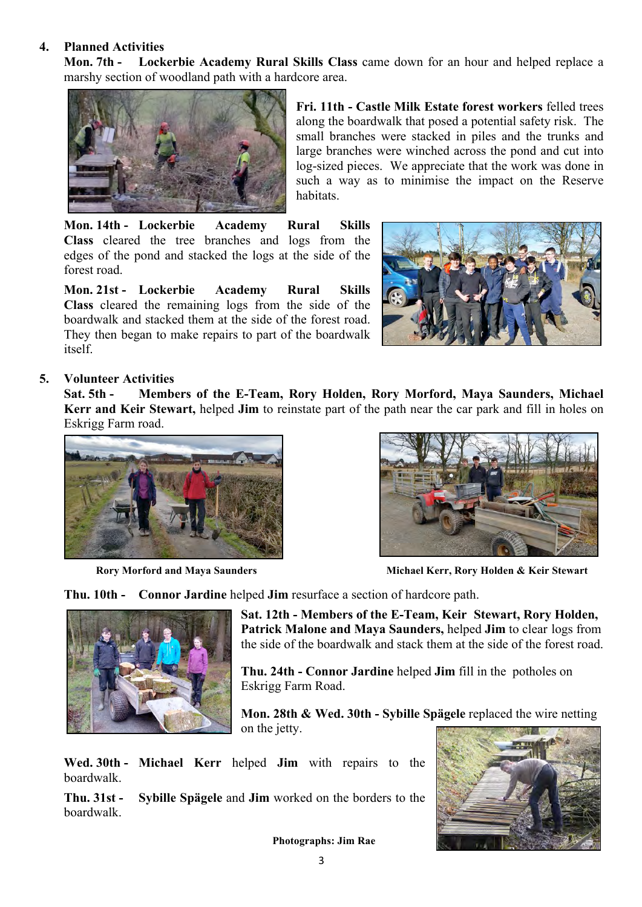## 4. Planned Activities

**Mon. 7th - Lockerbie Academy Rural Skills Class** came down for an hour and helped replace a marshy section of woodland path with a hardcore area.

**Fri. 11th - Castle Milk Estate forest workers** felled trees along the boardwalk that posed a potential safety risk. The small branches were stacked in piles and the trunks and large branches were winched across the pond and cut into log-sized pieces. We appreciate that the work was done in such a way as to minimise the impact on the Reserve habitats.

**Mon. 14th - Lockerbie Academy Rural Skills Class** cleared the tree branches and logs from the edges of the pond and stacked the logs at the side of the forest road.

**Mon. 21st - Lockerbie Academy Rural Skills Class** cleared the remaining logs from the side of the boardwalk and stacked them at the side of the forest road. They then began to make repairs to part of the boardwalk itself.

## 5. Volunteer Activities

**Sat. 5th - Members of the E-Team, Rory Holden, Rory Morford, Maya Saunders, Michael Kerr and Keir Stewart,** helped **Jim** to reinstate part of the path near the car park and fill in holes on Eskrigg Farm road.

**Rory Morford and Maya Saunders**

**Michael Kerr, Rory Holden & Keir Stewart**

**Thu. 10th - Connor Jardine** helped **Jim** resurface a section of hardcore path.

**Sat. 12th - Members of the E-Team, Keir Stewart, Rory Holden, Patrick Malone and Maya Saunders,** helped **Jim** to clear logs from the side of the boardwalk and stack them at the side of the forest road.

**Thu. 24th - Connor Jardine** helped **Jim** fill in the potholes on Eskrigg Farm Road.

**Mon. 28th & Wed. 30th - Sybille Spägele** replaced the wire netting on the jetty.

**Wed. 30th - Michael Kerr** helped **Jim** with repairs to the boardwalk.

**Thu. 31st - Sybille Spägele** and **Jim** worked on the borders to the boardwalk.

**Photographs: Jim Rae**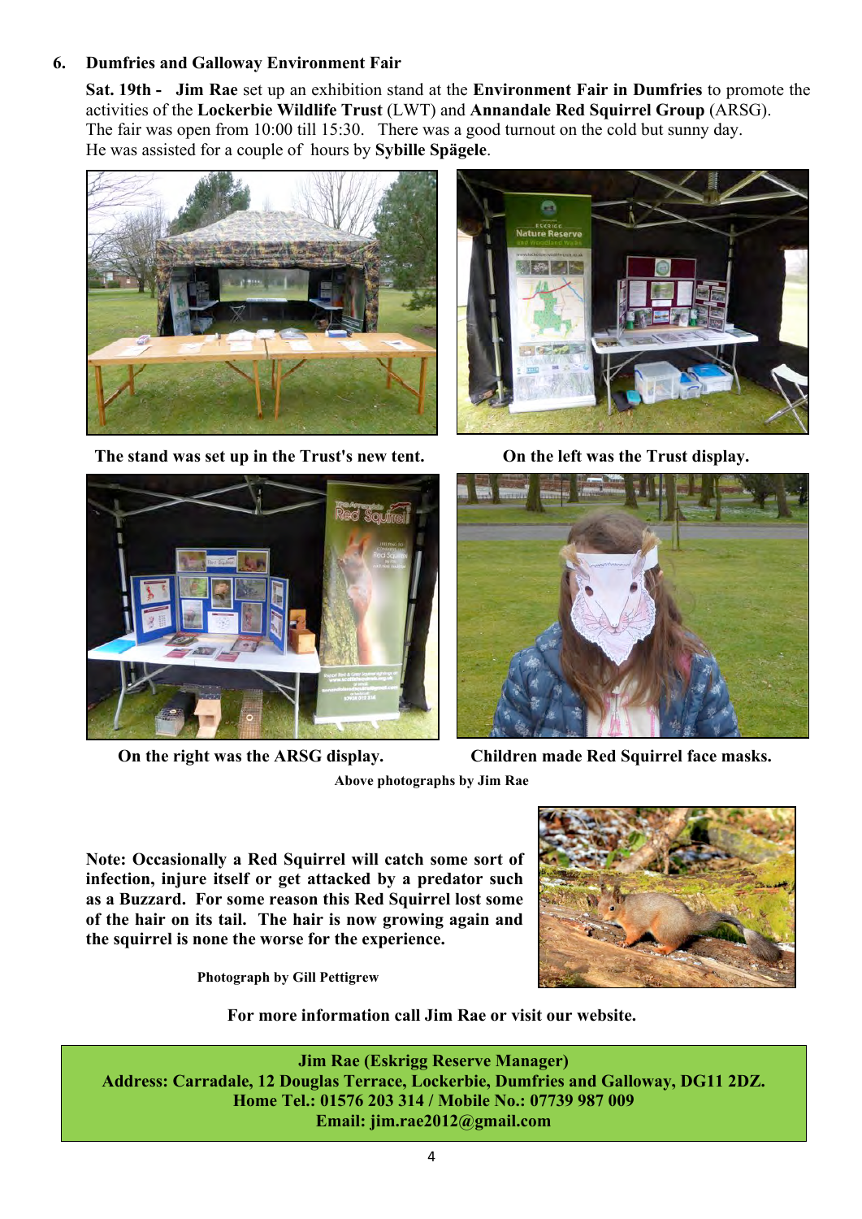6. **Dumfries and Galloway Environment Fair**

**Sat. 19th -** **Jim Rae** set up an exhibition stand at the **Environment Fair in Dumfries** to promote the activities of the **Lockerbie Wildlife Trust** (LWT) and **Annandale Red Squirrel Group** (ARSG). The fair was open from 10:00 till 15:30. There was a good turnout on the cold but sunny day. He was assisted for a couple of hours by **Sybille Spägele**.

**The stand was set up in the Trust's new tent.**

**On the left was the Trust display.**

**On the right was the ARSG display.**

**Children made Red Squirrel face masks.**

**Above photographs by Jim Rae**

**Note: Occasionally a Red Squirrel will catch some sort of infection, injure itself or get attacked by a predator such as a Buzzard. For some reason this Red Squirrel lost some of the hair on its tail. The hair is now growing again and the squirrel is none the worse for the experience.**

**Photograph by Gill Pettigrew**

**For more information call Jim Rae or visit our website.**

**Jim Rae (Eskrigg Reserve Manager)**
**Address: Carradale, 12 Douglas Terrace, Lockerbie, Dumfries and Galloway, DG11 2DZ.**
**Home Tel.: 01576 203 314 / Mobile No.: 07739 987 009**
**Email: jim.rae2012@gmail.com**